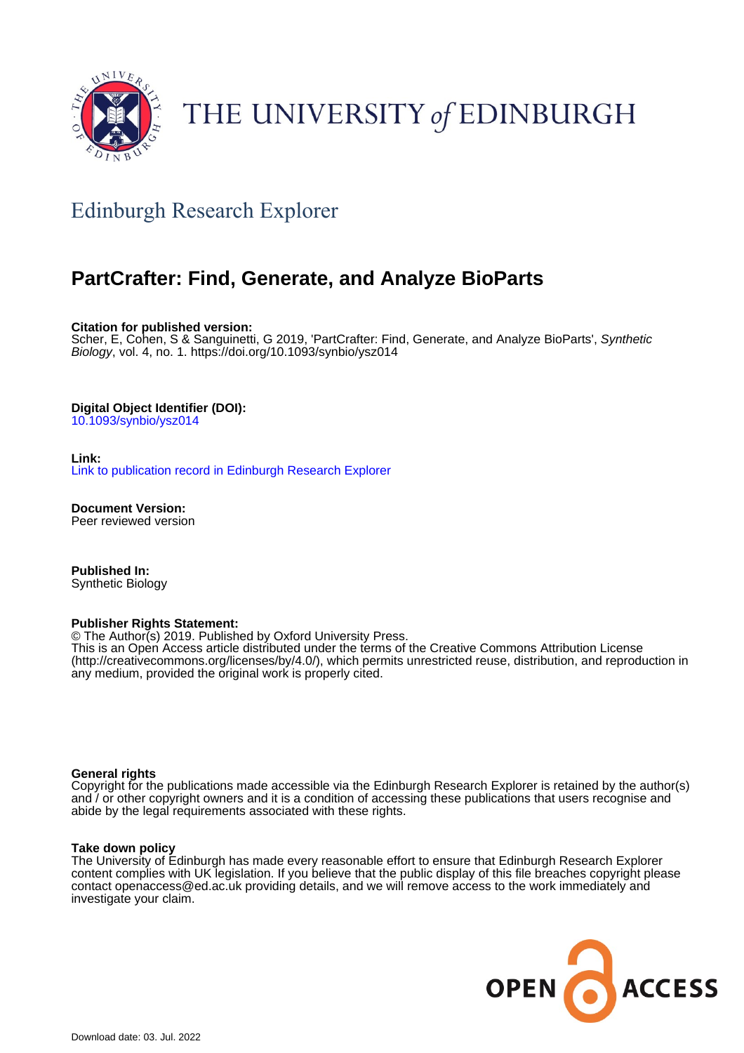THE UNIVERSITY of EDINBURGH

# Edinburgh Research Explorer

## PartCrafter: Find, Generate, and Analyze BioParts

**Citation for published version:**
Scher, E, Cohen, S & Sanguinetti, G 2019, 'PartCrafter: Find, Generate, and Analyze BioParts', *Synthetic Biology*, vol. 4, no. 1. https://doi.org/10.1093/synbio/ysz014

**Digital Object Identifier (DOI):**
10.1093/synbio/ysz014

**Link:**
Link to publication record in Edinburgh Research Explorer

**Document Version:**
Peer reviewed version

**Published In:**
Synthetic Biology

**Publisher Rights Statement:**
© The Author(s) 2019. Published by Oxford University Press.
This is an Open Access article distributed under the terms of the Creative Commons Attribution License (http://creativecommons.org/licenses/by/4.0/), which permits unrestricted reuse, distribution, and reproduction in any medium, provided the original work is properly cited.

**General rights**
Copyright for the publications made accessible via the Edinburgh Research Explorer is retained by the author(s) and / or other copyright owners and it is a condition of accessing these publications that users recognise and abide by the legal requirements associated with these rights.

**Take down policy**
The University of Edinburgh has made every reasonable effort to ensure that Edinburgh Research Explorer content complies with UK legislation. If you believe that the public display of this file breaches copyright please contact openaccess@ed.ac.uk providing details, and we will remove access to the work immediately and investigate your claim.

OPEN ACCESS

Download date: 03. Jul. 2022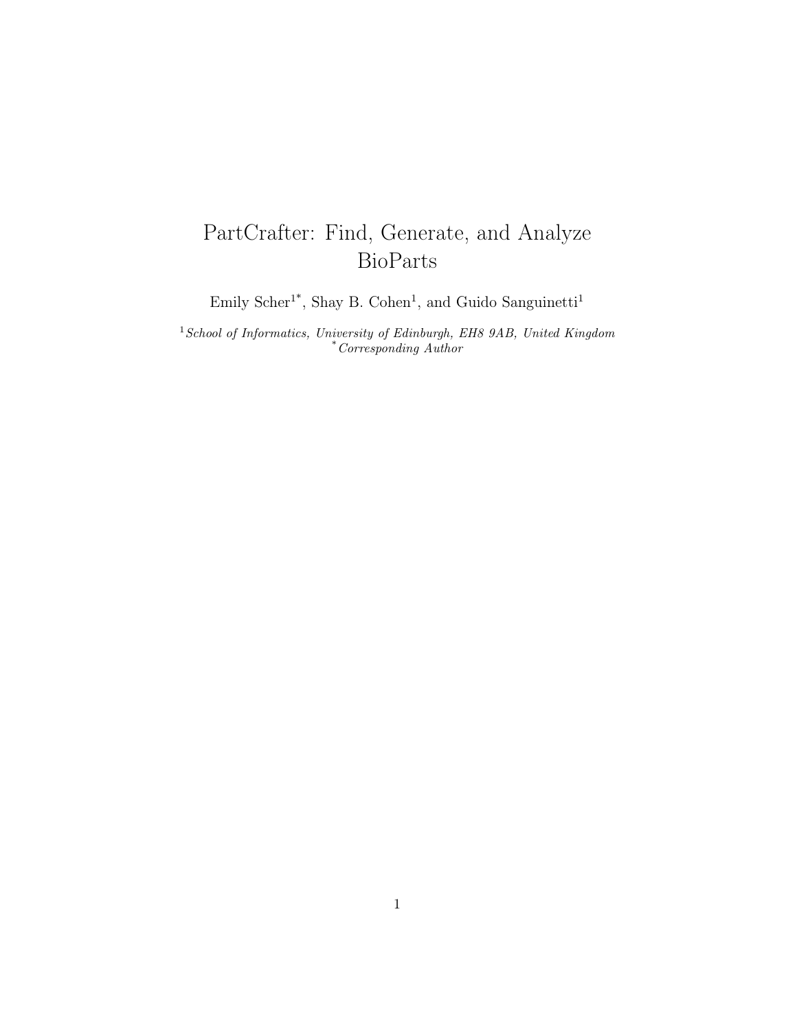# PartCrafter: Find, Generate, and Analyze BioParts

Emily Scher[1*], Shay B. Cohen[1], and Guido Sanguinetti[1]

[1] *School of Informatics, University of Edinburgh, EH8 9AB, United Kingdom*
[*] *Corresponding Author*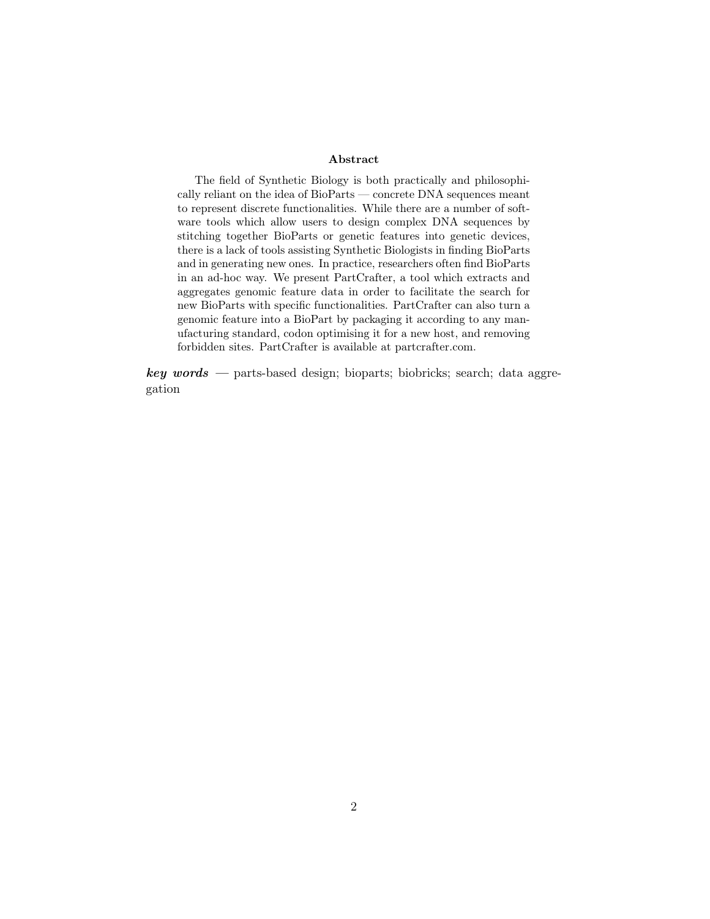## Abstract

The field of Synthetic Biology is both practically and philosophically reliant on the idea of BioParts — concrete DNA sequences meant to represent discrete functionalities. While there are a number of software tools which allow users to design complex DNA sequences by stitching together BioParts or genetic features into genetic devices, there is a lack of tools assisting Synthetic Biologists in finding BioParts and in generating new ones. In practice, researchers often find BioParts in an ad-hoc way. We present PartCrafter, a tool which extracts and aggregates genomic feature data in order to facilitate the search for new BioParts with specific functionalities. PartCrafter can also turn a genomic feature into a BioPart by packaging it according to any manufacturing standard, codon optimising it for a new host, and removing forbidden sites. PartCrafter is available at partcrafter.com.

***key words*** — parts-based design; bioparts; biobricks; search; data aggregation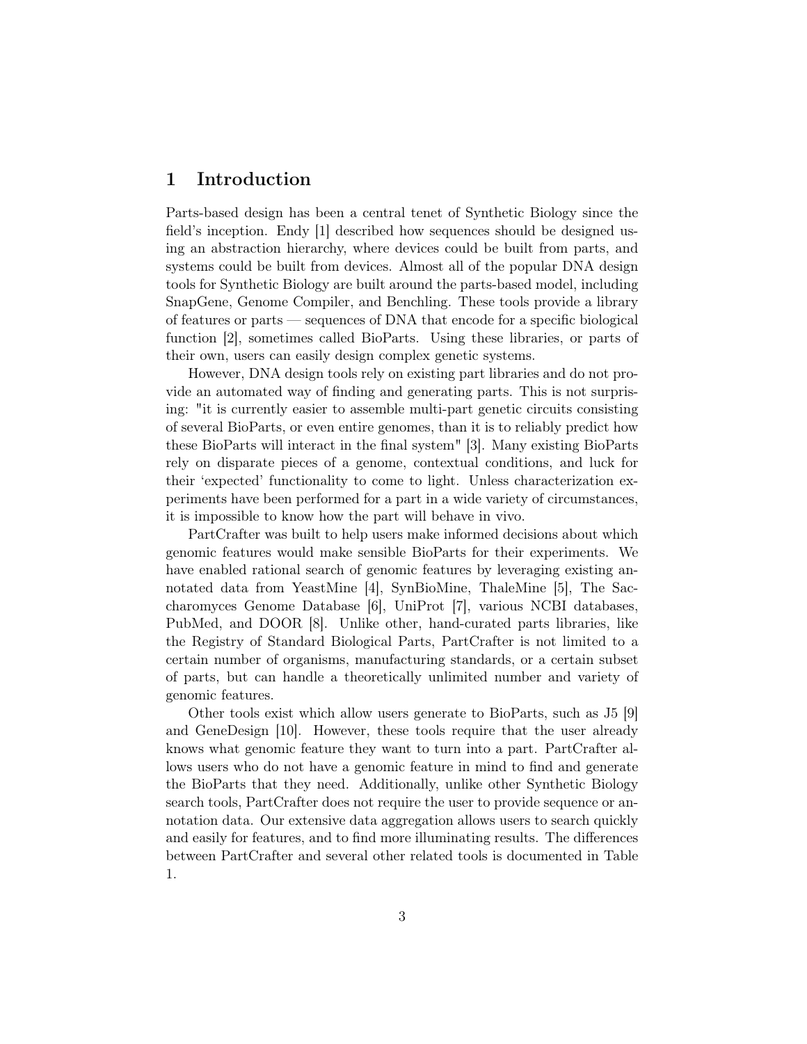# 1 Introduction

Parts-based design has been a central tenet of Synthetic Biology since the field's inception. Endy [1] described how sequences should be designed using an abstraction hierarchy, where devices could be built from parts, and systems could be built from devices. Almost all of the popular DNA design tools for Synthetic Biology are built around the parts-based model, including SnapGene, Genome Compiler, and Benchling. These tools provide a library of features or parts — sequences of DNA that encode for a specific biological function [2], sometimes called BioParts. Using these libraries, or parts of their own, users can easily design complex genetic systems.

However, DNA design tools rely on existing part libraries and do not provide an automated way of finding and generating parts. This is not surprising: "it is currently easier to assemble multi-part genetic circuits consisting of several BioParts, or even entire genomes, than it is to reliably predict how these BioParts will interact in the final system" [3]. Many existing BioParts rely on disparate pieces of a genome, contextual conditions, and luck for their 'expected' functionality to come to light. Unless characterization experiments have been performed for a part in a wide variety of circumstances, it is impossible to know how the part will behave in vivo.

PartCrafter was built to help users make informed decisions about which genomic features would make sensible BioParts for their experiments. We have enabled rational search of genomic features by leveraging existing annotated data from YeastMine [4], SynBioMine, ThaleMine [5], The Saccharomyces Genome Database [6], UniProt [7], various NCBI databases, PubMed, and DOOR [8]. Unlike other, hand-curated parts libraries, like the Registry of Standard Biological Parts, PartCrafter is not limited to a certain number of organisms, manufacturing standards, or a certain subset of parts, but can handle a theoretically unlimited number and variety of genomic features.

Other tools exist which allow users generate to BioParts, such as J5 [9] and GeneDesign [10]. However, these tools require that the user already knows what genomic feature they want to turn into a part. PartCrafter allows users who do not have a genomic feature in mind to find and generate the BioParts that they need. Additionally, unlike other Synthetic Biology search tools, PartCrafter does not require the user to provide sequence or annotation data. Our extensive data aggregation allows users to search quickly and easily for features, and to find more illuminating results. The differences between PartCrafter and several other related tools is documented in Table 1.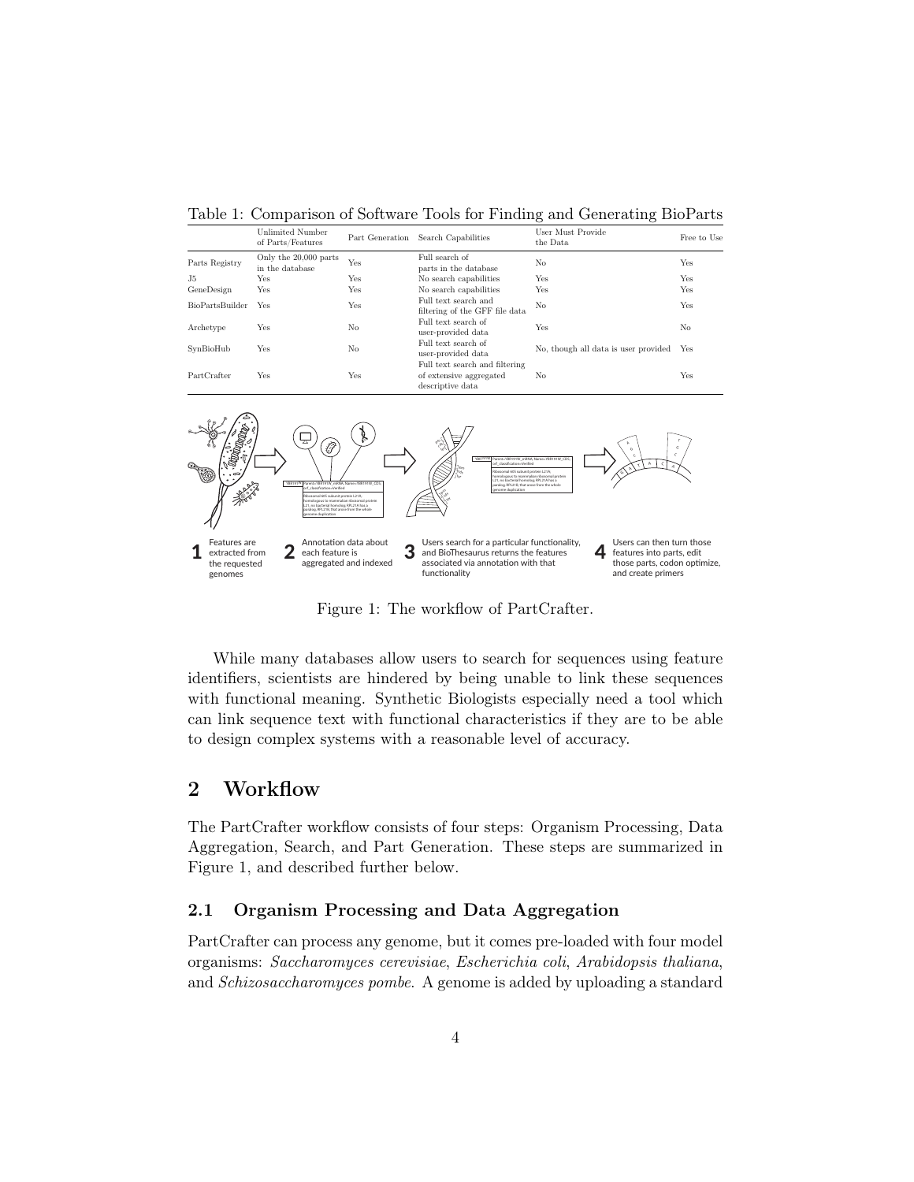Table 1: Comparison of Software Tools for Finding and Generating BioParts

| | Unlimited Number of Parts/Features | Part Generation | Search Capabilities | User Must Provide the Data | Free to Use |
|---|---|---|---|---|---|
| Parts Registry | Only the 20,000 parts in the database | Yes | Full search of parts in the database | No | Yes |
| J5 | Yes | Yes | No search capabilities | Yes | Yes |
| GeneDesign | Yes | Yes | No search capabilities | Yes | Yes |
| BioPartsBuilder | Yes | Yes | Full text search and filtering of the GFF file data | No | Yes |
| Archetype | Yes | No | Full text search of user-provided data | Yes | No |
| SynBioHub | Yes | No | Full text search of user-provided data | No, though all data is user provided | Yes |
| PartCrafter | Yes | Yes | Full text search and filtering of extensive aggregated descriptive data | No | Yes |

**1** Features are extracted from the requested genomes

**2** Annotation data about each feature is aggregated and indexed

**3** Users search for a particular functionality, and BioThesaurus returns the features associated via annotation with that functionality

**4** Users can then turn those features into parts, edit those parts, codon optimize, and create primers

Figure 1: The workflow of PartCrafter.

While many databases allow users to search for sequences using feature identifiers, scientists are hindered by being unable to link these sequences with functional meaning. Synthetic Biologists especially need a tool which can link sequence text with functional characteristics if they are to be able to design complex systems with a reasonable level of accuracy.

## 2 Workflow

The PartCrafter workflow consists of four steps: Organism Processing, Data Aggregation, Search, and Part Generation. These steps are summarized in Figure 1, and described further below.

### 2.1 Organism Processing and Data Aggregation

PartCrafter can process any genome, but it comes pre-loaded with four model organisms: *Saccharomyces cerevisiae*, *Escherichia coli*, *Arabidopsis thaliana*, and *Schizosaccharomyces pombe*. A genome is added by uploading a standard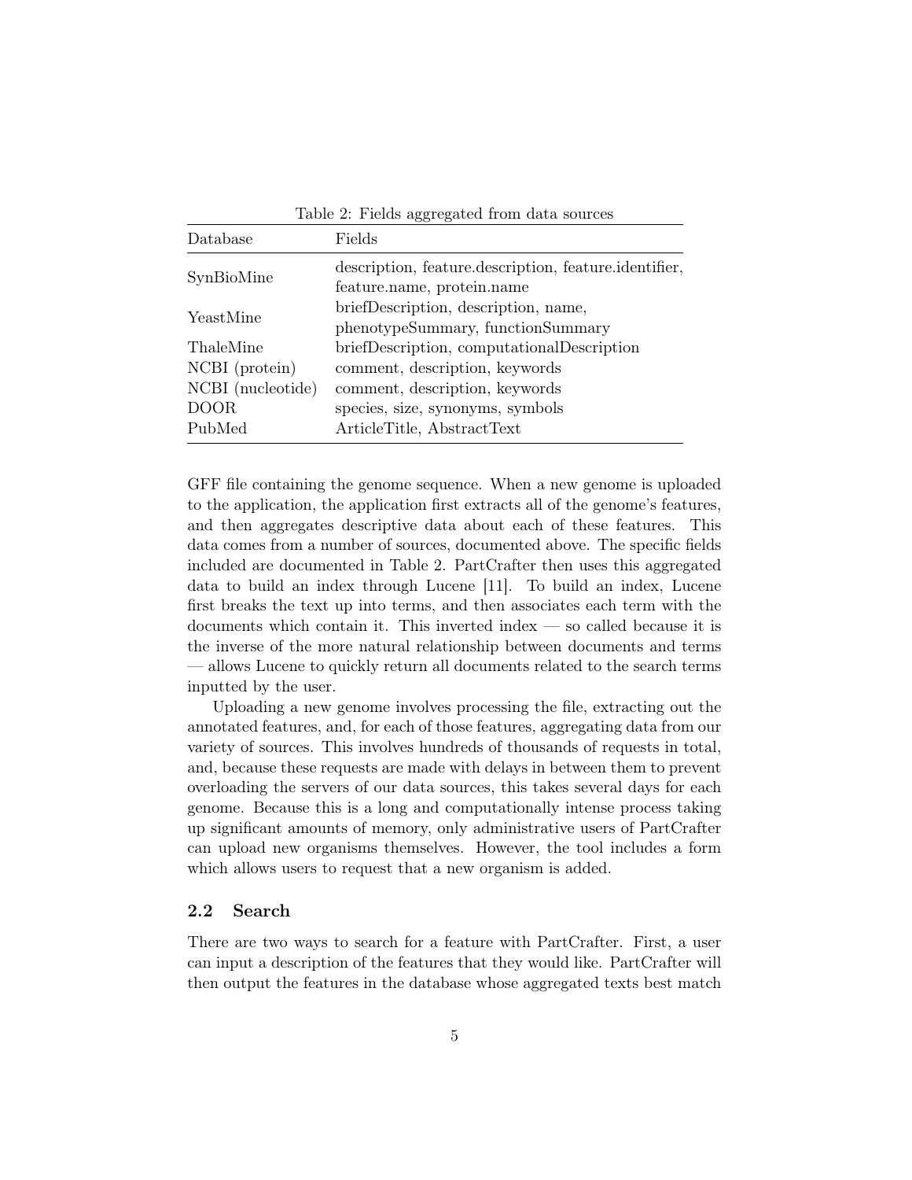Table 2: Fields aggregated from data sources

| Database | Fields |
| --- | --- |
| SynBioMine | description, feature.description, feature.identifier, feature.name, protein.name |
| YeastMine | briefDescription, description, name, phenotypeSummary, functionSummary |
| ThaleMine | briefDescription, computationalDescription |
| NCBI (protein) | comment, description, keywords |
| NCBI (nucleotide) | comment, description, keywords |
| DOOR | species, size, synonyms, symbols |
| PubMed | ArticleTitle, AbstractText |

GFF file containing the genome sequence. When a new genome is uploaded to the application, the application first extracts all of the genome's features, and then aggregates descriptive data about each of these features. This data comes from a number of sources, documented above. The specific fields included are documented in Table 2. PartCrafter then uses this aggregated data to build an index through Lucene [11]. To build an index, Lucene first breaks the text up into terms, and then associates each term with the documents which contain it. This inverted index — so called because it is the inverse of the more natural relationship between documents and terms — allows Lucene to quickly return all documents related to the search terms inputted by the user.

Uploading a new genome involves processing the file, extracting out the annotated features, and, for each of those features, aggregating data from our variety of sources. This involves hundreds of thousands of requests in total, and, because these requests are made with delays in between them to prevent overloading the servers of our data sources, this takes several days for each genome. Because this is a long and computationally intense process taking up significant amounts of memory, only administrative users of PartCrafter can upload new organisms themselves. However, the tool includes a form which allows users to request that a new organism is added.

### 2.2 Search

There are two ways to search for a feature with PartCrafter. First, a user can input a description of the features that they would like. PartCrafter will then output the features in the database whose aggregated texts best match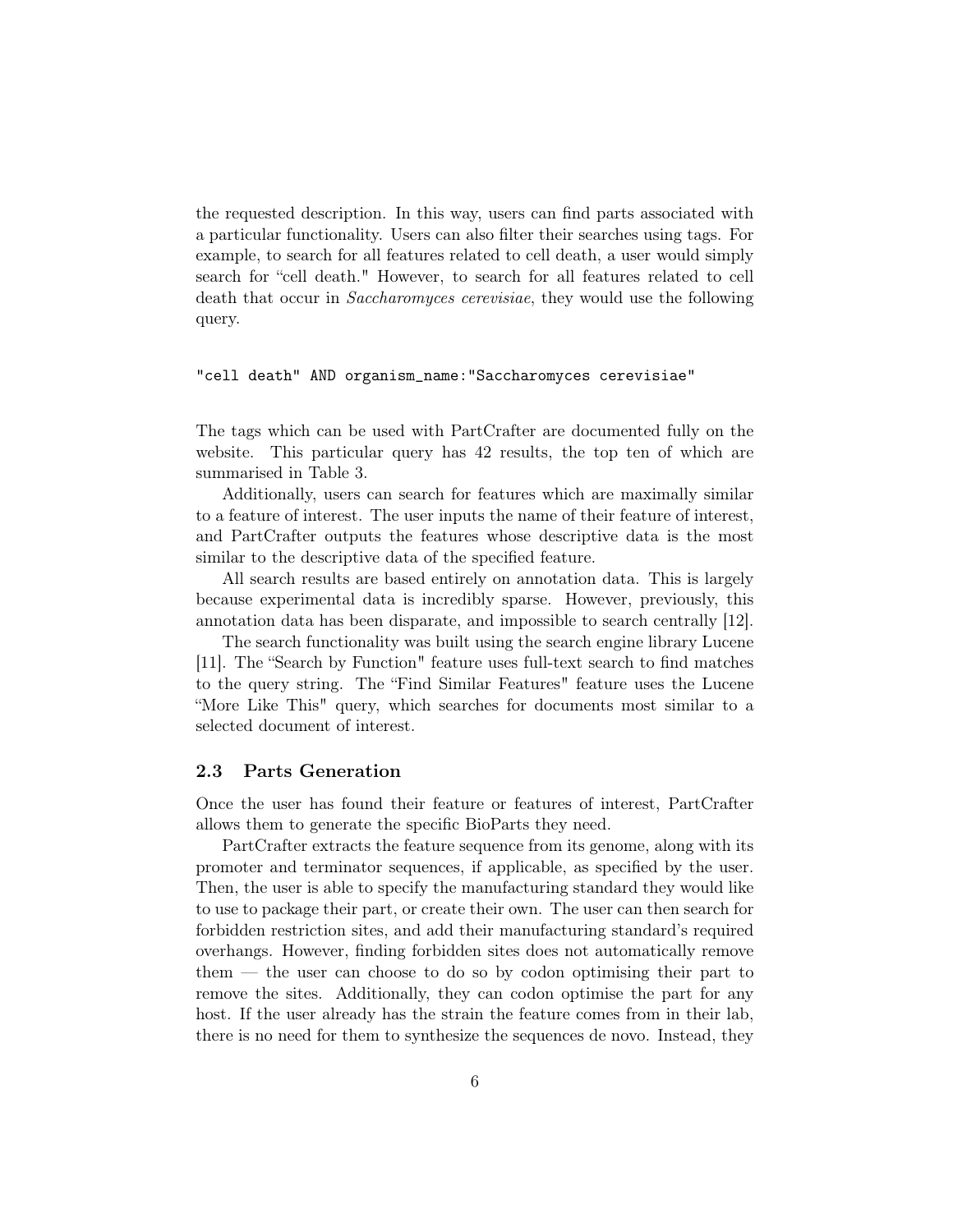the requested description. In this way, users can find parts associated with a particular functionality. Users can also filter their searches using tags. For example, to search for all features related to cell death, a user would simply search for "cell death." However, to search for all features related to cell death that occur in *Saccharomyces cerevisiae*, they would use the following query.

```
"cell death" AND organism_name:"Saccharomyces cerevisiae"
```

The tags which can be used with PartCrafter are documented fully on the website. This particular query has 42 results, the top ten of which are summarised in Table 3.

Additionally, users can search for features which are maximally similar to a feature of interest. The user inputs the name of their feature of interest, and PartCrafter outputs the features whose descriptive data is the most similar to the descriptive data of the specified feature.

All search results are based entirely on annotation data. This is largely because experimental data is incredibly sparse. However, previously, this annotation data has been disparate, and impossible to search centrally [12].

The search functionality was built using the search engine library Lucene [11]. The "Search by Function" feature uses full-text search to find matches to the query string. The "Find Similar Features" feature uses the Lucene "More Like This" query, which searches for documents most similar to a selected document of interest.

### 2.3 Parts Generation

Once the user has found their feature or features of interest, PartCrafter allows them to generate the specific BioParts they need.

PartCrafter extracts the feature sequence from its genome, along with its promoter and terminator sequences, if applicable, as specified by the user. Then, the user is able to specify the manufacturing standard they would like to use to package their part, or create their own. The user can then search for forbidden restriction sites, and add their manufacturing standard's required overhangs. However, finding forbidden sites does not automatically remove them — the user can choose to do so by codon optimising their part to remove the sites. Additionally, they can codon optimise the part for any host. If the user already has the strain the feature comes from in their lab, there is no need for them to synthesize the sequences de novo. Instead, they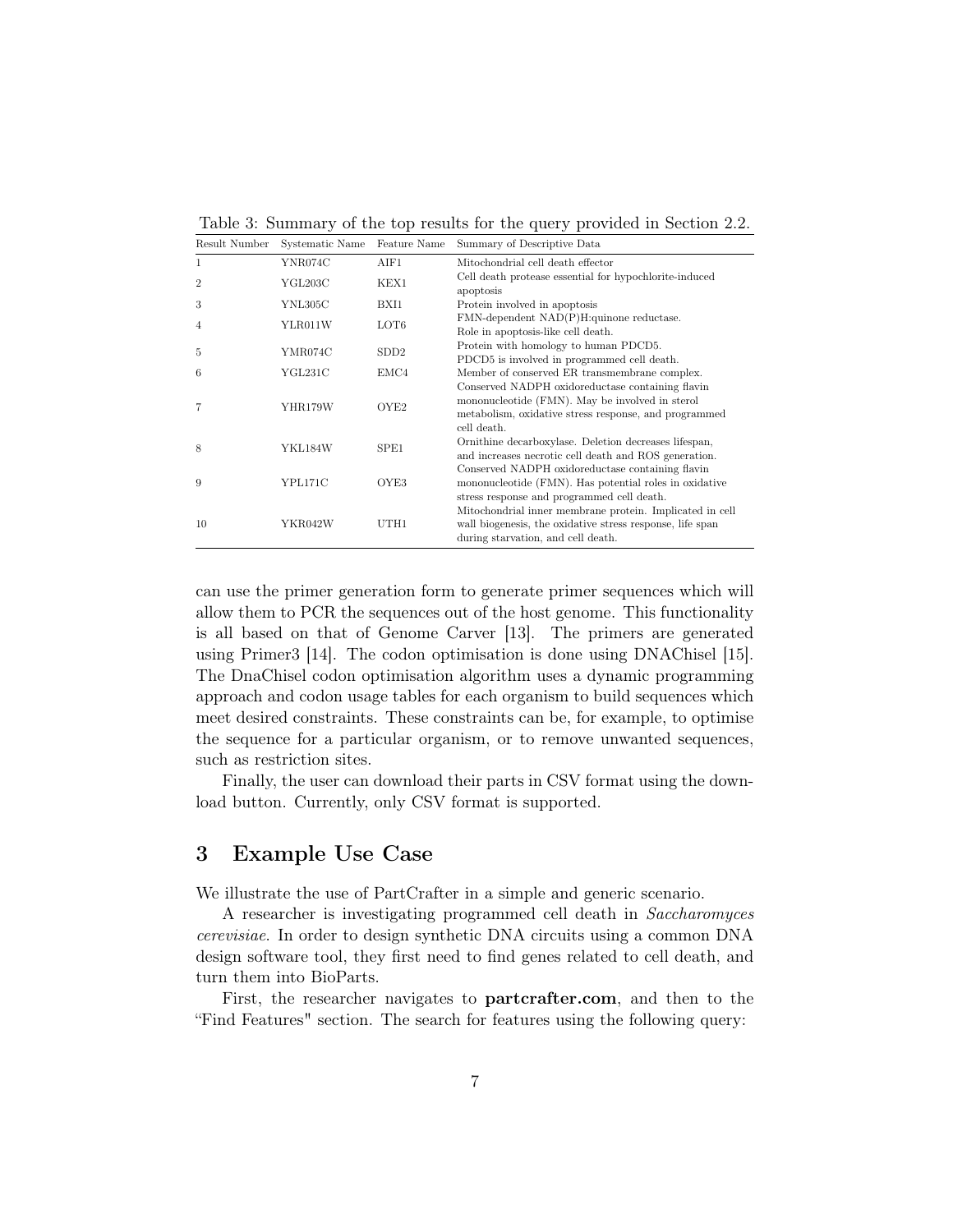Table 3: Summary of the top results for the query provided in Section 2.2.

| Result Number | Systematic Name | Feature Name | Summary of Descriptive Data |
|---|---|---|---|
| 1 | YNR074C | AIF1 | Mitochondrial cell death effector |
| 2 | YGL203C | KEX1 | Cell death protease essential for hypochlorite-induced apoptosis |
| 3 | YNL305C | BXI1 | Protein involved in apoptosis |
| 4 | YLR011W | LOT6 | FMN-dependent NAD(P)H:quinone reductase. Role in apoptosis-like cell death. |
| 5 | YMR074C | SDD2 | Protein with homology to human PDCD5. PDCD5 is involved in programmed cell death. |
| 6 | YGL231C | EMC4 | Member of conserved ER transmembrane complex. |
| 7 | YHR179W | OYE2 | Conserved NADPH oxidoreductase containing flavin mononucleotide (FMN). May be involved in sterol metabolism, oxidative stress response, and programmed cell death. |
| 8 | YKL184W | SPE1 | Ornithine decarboxylase. Deletion decreases lifespan, and increases necrotic cell death and ROS generation. |
| 9 | YPL171C | OYE3 | Conserved NADPH oxidoreductase containing flavin mononucleotide (FMN). Has potential roles in oxidative stress response and programmed cell death. |
| 10 | YKR042W | UTH1 | Mitochondrial inner membrane protein. Implicated in cell wall biogenesis, the oxidative stress response, life span during starvation, and cell death. |

can use the primer generation form to generate primer sequences which will allow them to PCR the sequences out of the host genome. This functionality is all based on that of Genome Carver [13]. The primers are generated using Primer3 [14]. The codon optimisation is done using DNAChisel [15]. The DnaChisel codon optimisation algorithm uses a dynamic programming approach and codon usage tables for each organism to build sequences which meet desired constraints. These constraints can be, for example, to optimise the sequence for a particular organism, or to remove unwanted sequences, such as restriction sites.

Finally, the user can download their parts in CSV format using the download button. Currently, only CSV format is supported.

# 3 Example Use Case

We illustrate the use of PartCrafter in a simple and generic scenario.

A researcher is investigating programmed cell death in *Saccharomyces cerevisiae*. In order to design synthetic DNA circuits using a common DNA design software tool, they first need to find genes related to cell death, and turn them into BioParts.

First, the researcher navigates to **partcrafter.com**, and then to the "Find Features" section. The search for features using the following query: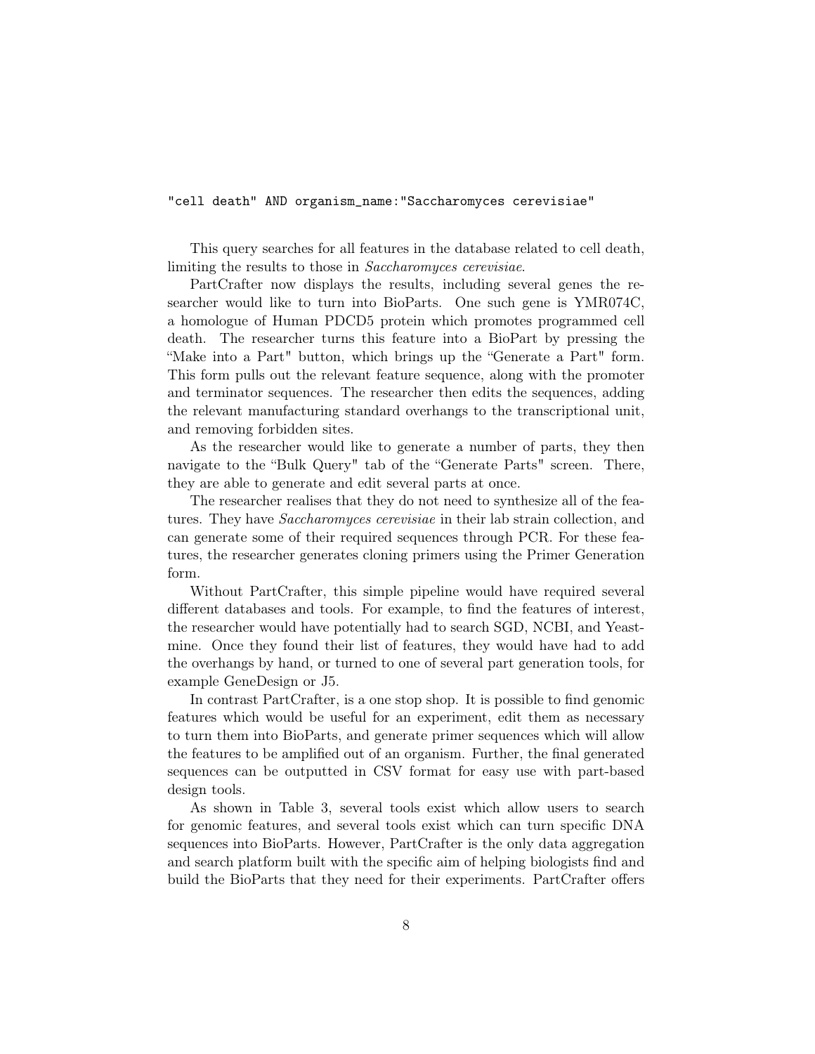```
"cell death" AND organism_name:"Saccharomyces cerevisiae"
```

This query searches for all features in the database related to cell death, limiting the results to those in *Saccharomyces cerevisiae*.

PartCrafter now displays the results, including several genes the researcher would like to turn into BioParts. One such gene is YMR074C, a homologue of Human PDCD5 protein which promotes programmed cell death. The researcher turns this feature into a BioPart by pressing the "Make into a Part" button, which brings up the "Generate a Part" form. This form pulls out the relevant feature sequence, along with the promoter and terminator sequences. The researcher then edits the sequences, adding the relevant manufacturing standard overhangs to the transcriptional unit, and removing forbidden sites.

As the researcher would like to generate a number of parts, they then navigate to the "Bulk Query" tab of the "Generate Parts" screen. There, they are able to generate and edit several parts at once.

The researcher realises that they do not need to synthesize all of the features. They have *Saccharomyces cerevisiae* in their lab strain collection, and can generate some of their required sequences through PCR. For these features, the researcher generates cloning primers using the Primer Generation form.

Without PartCrafter, this simple pipeline would have required several different databases and tools. For example, to find the features of interest, the researcher would have potentially had to search SGD, NCBI, and Yeastmine. Once they found their list of features, they would have had to add the overhangs by hand, or turned to one of several part generation tools, for example GeneDesign or J5.

In contrast PartCrafter, is a one stop shop. It is possible to find genomic features which would be useful for an experiment, edit them as necessary to turn them into BioParts, and generate primer sequences which will allow the features to be amplified out of an organism. Further, the final generated sequences can be outputted in CSV format for easy use with part-based design tools.

As shown in Table 3, several tools exist which allow users to search for genomic features, and several tools exist which can turn specific DNA sequences into BioParts. However, PartCrafter is the only data aggregation and search platform built with the specific aim of helping biologists find and build the BioParts that they need for their experiments. PartCrafter offers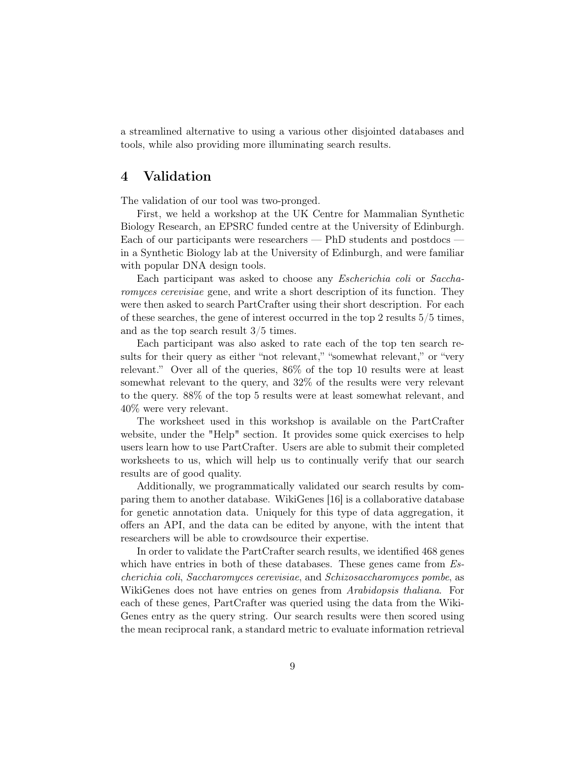a streamlined alternative to using a various other disjointed databases and tools, while also providing more illuminating search results.

## 4 Validation

The validation of our tool was two-pronged.

First, we held a workshop at the UK Centre for Mammalian Synthetic Biology Research, an EPSRC funded centre at the University of Edinburgh. Each of our participants were researchers — PhD students and postdocs — in a Synthetic Biology lab at the University of Edinburgh, and were familiar with popular DNA design tools.

Each participant was asked to choose any *Escherichia coli* or *Saccharomyces cerevisiae* gene, and write a short description of its function. They were then asked to search PartCrafter using their short description. For each of these searches, the gene of interest occurred in the top 2 results 5/5 times, and as the top search result 3/5 times.

Each participant was also asked to rate each of the top ten search results for their query as either "not relevant," "somewhat relevant," or "very relevant." Over all of the queries, 86% of the top 10 results were at least somewhat relevant to the query, and 32% of the results were very relevant to the query. 88% of the top 5 results were at least somewhat relevant, and 40% were very relevant.

The worksheet used in this workshop is available on the PartCrafter website, under the "Help" section. It provides some quick exercises to help users learn how to use PartCrafter. Users are able to submit their completed worksheets to us, which will help us to continually verify that our search results are of good quality.

Additionally, we programmatically validated our search results by comparing them to another database. WikiGenes [16] is a collaborative database for genetic annotation data. Uniquely for this type of data aggregation, it offers an API, and the data can be edited by anyone, with the intent that researchers will be able to crowdsource their expertise.

In order to validate the PartCrafter search results, we identified 468 genes which have entries in both of these databases. These genes came from *Escherichia coli*, *Saccharomyces cerevisiae*, and *Schizosaccharomyces pombe*, as WikiGenes does not have entries on genes from *Arabidopsis thaliana*. For each of these genes, PartCrafter was queried using the data from the WikiGenes entry as the query string. Our search results were then scored using the mean reciprocal rank, a standard metric to evaluate information retrieval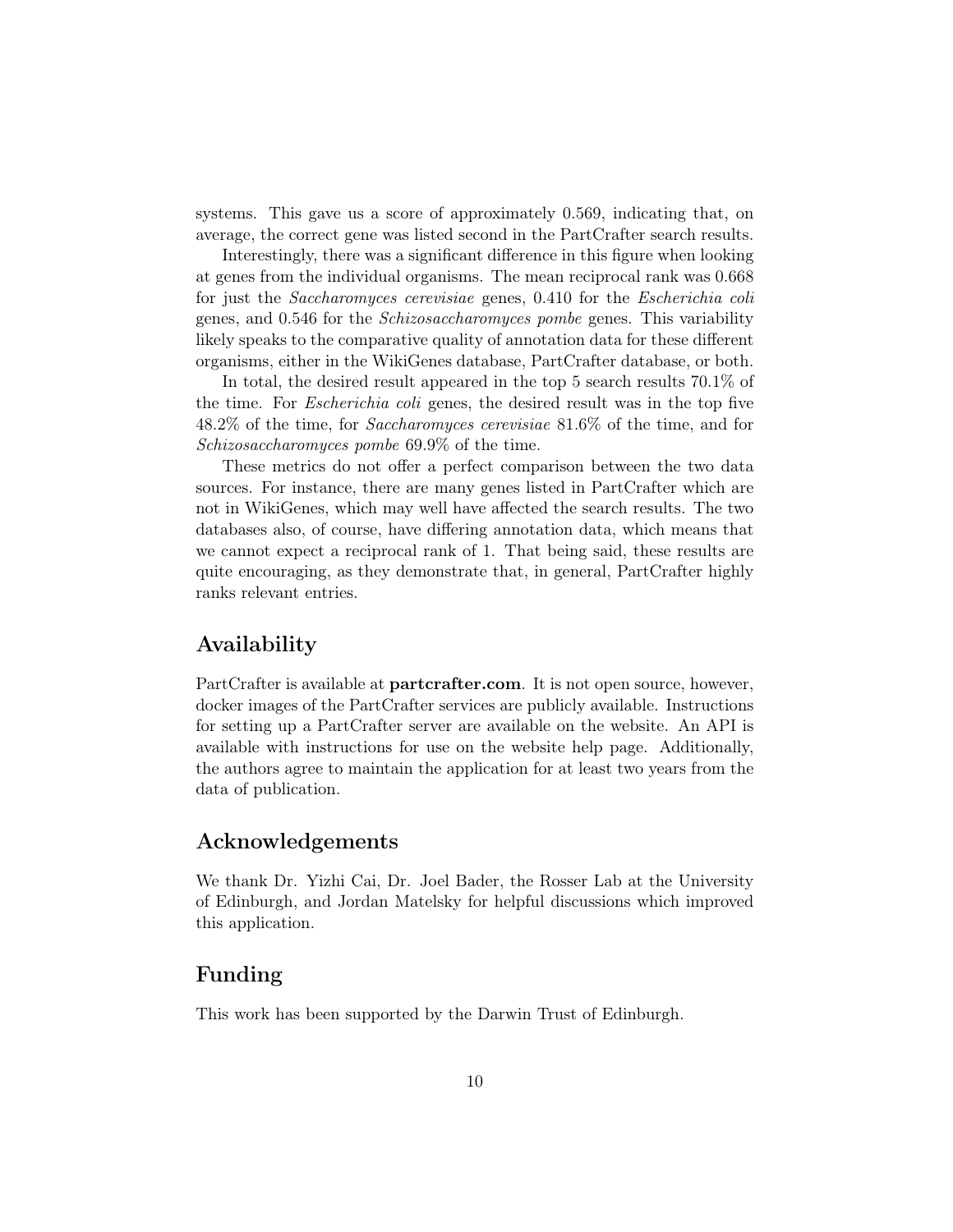systems. This gave us a score of approximately 0.569, indicating that, on average, the correct gene was listed second in the PartCrafter search results.

Interestingly, there was a significant difference in this figure when looking at genes from the individual organisms. The mean reciprocal rank was 0.668 for just the *Saccharomyces cerevisiae* genes, 0.410 for the *Escherichia coli* genes, and 0.546 for the *Schizosaccharomyces pombe* genes. This variability likely speaks to the comparative quality of annotation data for these different organisms, either in the WikiGenes database, PartCrafter database, or both.

In total, the desired result appeared in the top 5 search results 70.1% of the time. For *Escherichia coli* genes, the desired result was in the top five 48.2% of the time, for *Saccharomyces cerevisiae* 81.6% of the time, and for *Schizosaccharomyces pombe* 69.9% of the time.

These metrics do not offer a perfect comparison between the two data sources. For instance, there are many genes listed in PartCrafter which are not in WikiGenes, which may well have affected the search results. The two databases also, of course, have differing annotation data, which means that we cannot expect a reciprocal rank of 1. That being said, these results are quite encouraging, as they demonstrate that, in general, PartCrafter highly ranks relevant entries.

## Availability

PartCrafter is available at **partcrafter.com**. It is not open source, however, docker images of the PartCrafter services are publicly available. Instructions for setting up a PartCrafter server are available on the website. An API is available with instructions for use on the website help page. Additionally, the authors agree to maintain the application for at least two years from the data of publication.

## Acknowledgements

We thank Dr. Yizhi Cai, Dr. Joel Bader, the Rosser Lab at the University of Edinburgh, and Jordan Matelsky for helpful discussions which improved this application.

## Funding

This work has been supported by the Darwin Trust of Edinburgh.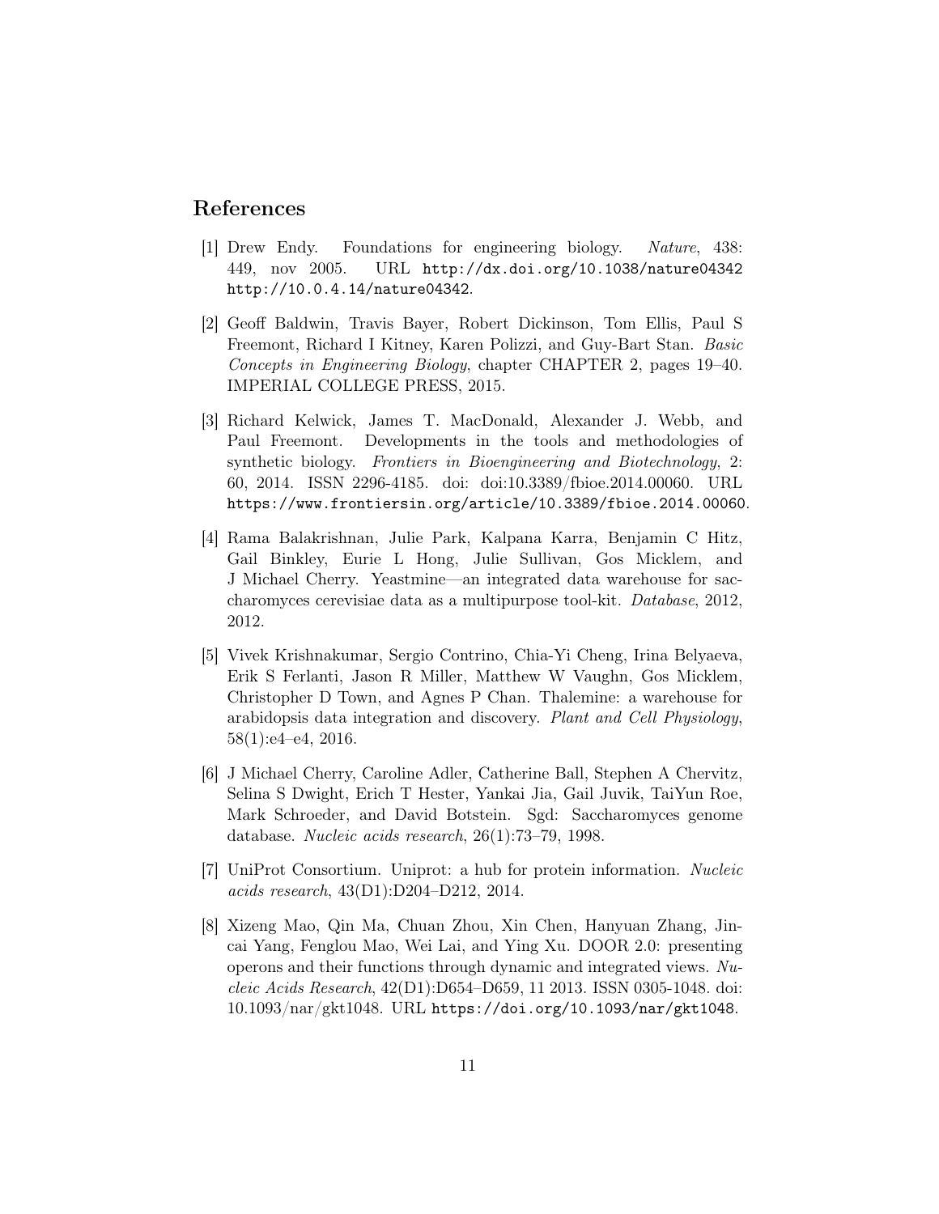## References

[1] Drew Endy. Foundations for engineering biology. *Nature*, 438: 449, nov 2005. URL http://dx.doi.org/10.1038/nature04342 http://10.0.4.14/nature04342.

[2] Geoff Baldwin, Travis Bayer, Robert Dickinson, Tom Ellis, Paul S Freemont, Richard I Kitney, Karen Polizzi, and Guy-Bart Stan. *Basic Concepts in Engineering Biology*, chapter CHAPTER 2, pages 19–40. IMPERIAL COLLEGE PRESS, 2015.

[3] Richard Kelwick, James T. MacDonald, Alexander J. Webb, and Paul Freemont. Developments in the tools and methodologies of synthetic biology. *Frontiers in Bioengineering and Biotechnology*, 2: 60, 2014. ISSN 2296-4185. doi: doi:10.3389/fbioe.2014.00060. URL https://www.frontiersin.org/article/10.3389/fbioe.2014.00060.

[4] Rama Balakrishnan, Julie Park, Kalpana Karra, Benjamin C Hitz, Gail Binkley, Eurie L Hong, Julie Sullivan, Gos Micklem, and J Michael Cherry. Yeastmine—an integrated data warehouse for saccharomyces cerevisiae data as a multipurpose tool-kit. *Database*, 2012, 2012.

[5] Vivek Krishnakumar, Sergio Contrino, Chia-Yi Cheng, Irina Belyaeva, Erik S Ferlanti, Jason R Miller, Matthew W Vaughn, Gos Micklem, Christopher D Town, and Agnes P Chan. Thalemine: a warehouse for arabidopsis data integration and discovery. *Plant and Cell Physiology*, 58(1):e4–e4, 2016.

[6] J Michael Cherry, Caroline Adler, Catherine Ball, Stephen A Chervitz, Selina S Dwight, Erich T Hester, Yankai Jia, Gail Juvik, TaiYun Roe, Mark Schroeder, and David Botstein. Sgd: Saccharomyces genome database. *Nucleic acids research*, 26(1):73–79, 1998.

[7] UniProt Consortium. Uniprot: a hub for protein information. *Nucleic acids research*, 43(D1):D204–D212, 2014.

[8] Xizeng Mao, Qin Ma, Chuan Zhou, Xin Chen, Hanyuan Zhang, Jincai Yang, Fenglou Mao, Wei Lai, and Ying Xu. DOOR 2.0: presenting operons and their functions through dynamic and integrated views. *Nucleic Acids Research*, 42(D1):D654–D659, 11 2013. ISSN 0305-1048. doi: 10.1093/nar/gkt1048. URL https://doi.org/10.1093/nar/gkt1048.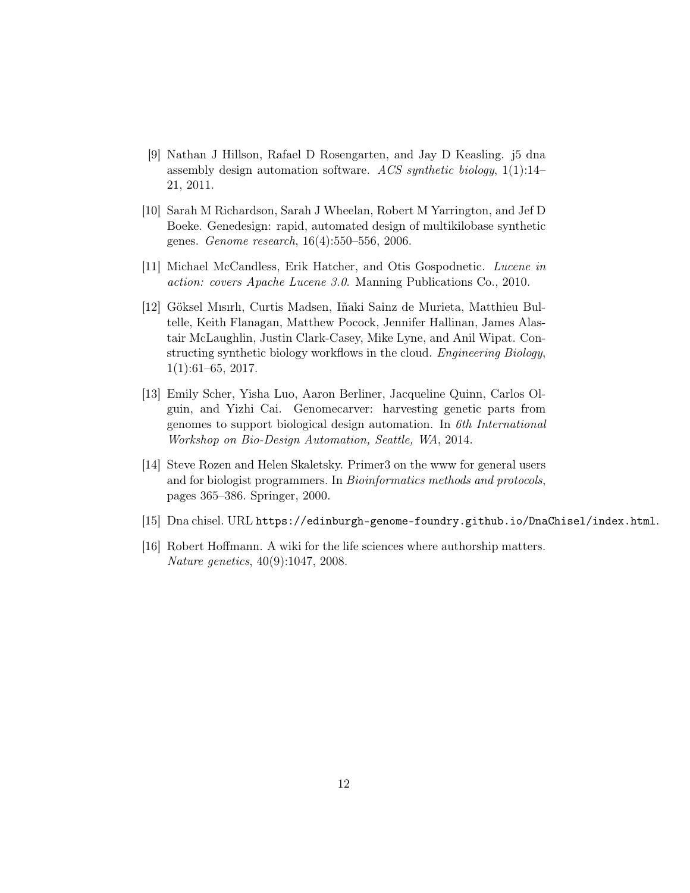[9] Nathan J Hillson, Rafael D Rosengarten, and Jay D Keasling. j5 dna assembly design automation software. *ACS synthetic biology*, 1(1):14–21, 2011.

[10] Sarah M Richardson, Sarah J Wheelan, Robert M Yarrington, and Jef D Boeke. Genedesign: rapid, automated design of multikilobase synthetic genes. *Genome research*, 16(4):550–556, 2006.

[11] Michael McCandless, Erik Hatcher, and Otis Gospodnetic. *Lucene in action: covers Apache Lucene 3.0*. Manning Publications Co., 2010.

[12] Göksel Mısırlı, Curtis Madsen, Iñaki Sainz de Murieta, Matthieu Bultelle, Keith Flanagan, Matthew Pocock, Jennifer Hallinan, James Alastair McLaughlin, Justin Clark-Casey, Mike Lyne, and Anil Wipat. Constructing synthetic biology workflows in the cloud. *Engineering Biology*, 1(1):61–65, 2017.

[13] Emily Scher, Yisha Luo, Aaron Berliner, Jacqueline Quinn, Carlos Olguin, and Yizhi Cai. Genomecarver: harvesting genetic parts from genomes to support biological design automation. In *6th International Workshop on Bio-Design Automation, Seattle, WA*, 2014.

[14] Steve Rozen and Helen Skaletsky. Primer3 on the www for general users and for biologist programmers. In *Bioinformatics methods and protocols*, pages 365–386. Springer, 2000.

[15] Dna chisel. URL `https://edinburgh-genome-foundry.github.io/DnaChisel/index.html`.

[16] Robert Hoffmann. A wiki for the life sciences where authorship matters. *Nature genetics*, 40(9):1047, 2008.